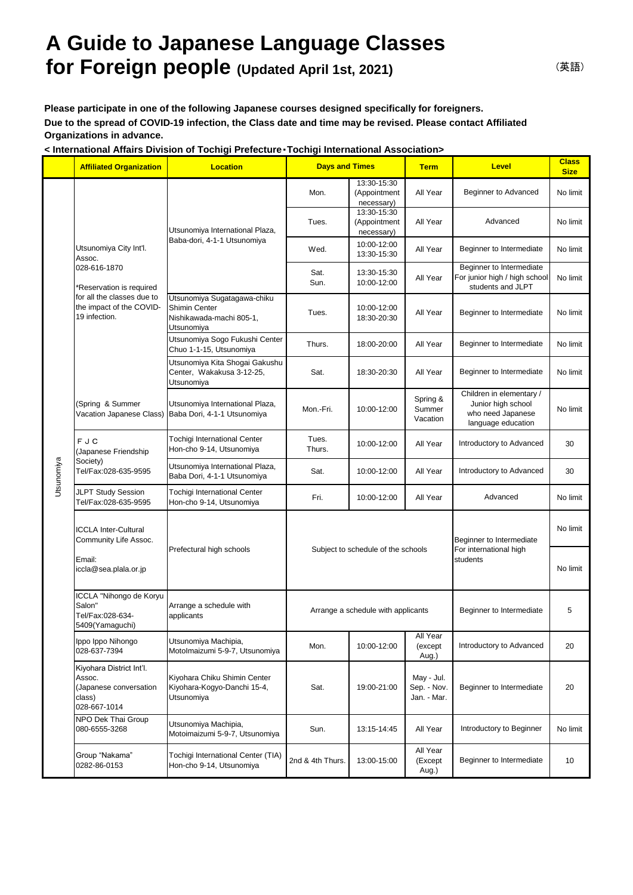# A Guide to Japanese Language Classes for Foreign people (Updated April 1st, 2021)

（英語）

**Please participate in one of the following Japanese courses designed specifically for foreigners.**
**Due to the spread of COVID-19 infection, the Class date and time may be revised. Please contact Affiliated Organizations in advance.**

**< International Affairs Division of Tochigi Prefecture・Tochigi International Association>**

| | Affiliated Organization | Location | Days and Times | | Term | Level | Class Size |
|---|---|---|---|---|---|---|---|
| Utsunomiya | Utsunomiya City Int'l. Assoc. 028-616-1870 *Reservation is required for all the classes due to the impact of the COVID-19 infection. | Utsunomiya International Plaza, Baba-dori, 4-1-1 Utsunomiya | Mon. | 13:30-15:30 (Appointment necessary) | All Year | Beginner to Advanced | No limit |
| | | | Tues. | 13:30-15:30 (Appointment necessary) | All Year | Advanced | No limit |
| | | | Wed. | 10:00-12:00 13:30-15:30 | All Year | Beginner to Intermediate | No limit |
| | | | Sat. Sun. | 13:30-15:30 10:00-12:00 | All Year | Beginner to Intermediate For junior high / high school students and JLPT | No limit |
| | | Utsunomiya Sugatagawa-chiku Shimin Center Nishikawada-machi 805-1, Utsunomiya | Tues. | 10:00-12:00 18:30-20:30 | All Year | Beginner to Intermediate | No limit |
| | | Utsunomiya Sogo Fukushi Center Chuo 1-1-15, Utsunomiya | Thurs. | 18:00-20:00 | All Year | Beginner to Intermediate | No limit |
| | | Utsunomiya Kita Shogai Gakushu Center, Wakakusa 3-12-25, Utsunomiya | Sat. | 18:30-20:30 | All Year | Beginner to Intermediate | No limit |
| | (Spring & Summer Vacation Japanese Class) | Utsunomiya International Plaza, Baba Dori, 4-1-1 Utsunomiya | Mon.-Fri. | 10:00-12:00 | Spring & Summer Vacation | Children in elementary / Junior high school who need Japanese language education | No limit |
| | F J C (Japanese Friendship Society) Tel/Fax:028-635-9595 | Tochigi International Center Hon-cho 9-14, Utsunomiya | Tues. Thurs. | 10:00-12:00 | All Year | Introductory to Advanced | 30 |
| | | Utsunomiya International Plaza, Baba Dori, 4-1-1 Utsunomiya | Sat. | 10:00-12:00 | All Year | Introductory to Advanced | 30 |
| | JLPT Study Session Tel/Fax:028-635-9595 | Tochigi International Center Hon-cho 9-14, Utsunomiya | Fri. | 10:00-12:00 | All Year | Advanced | No limit |
| | ICCLA Inter-Cultural Community Life Assoc. Email: iccla@sea.plala.or.jp | Prefectural high schools | Subject to schedule of the schools | | | Beginner to Intermediate For international high students | No limit |
| | | | | | | | No limit |
| | ICCLA "Nihongo de Koryu Salon" Tel/Fax:028-634-5409(Yamaguchi) | Arrange a schedule with applicants | Arrange a schedule with applicants | | | Beginner to Intermediate | 5 |
| | Ippo Ippo Nihongo 028-637-7394 | Utsunomiya Machipia, MotoImaizumi 5-9-7, Utsunomiya | Mon. | 10:00-12:00 | All Year (except Aug.) | Introductory to Advanced | 20 |
| | Kiyohara District Int'l. Assoc. (Japanese conversation class) 028-667-1014 | Kiyohara Chiku Shimin Center Kiyohara-Kogyo-Danchi 15-4, Utsunomiya | Sat. | 19:00-21:00 | May - Jul. Sep. - Nov. Jan. - Mar. | Beginner to Intermediate | 20 |
| | NPO Dek Thai Group 080-6555-3268 | Utsunomiya Machipia, Motoimaizumi 5-9-7, Utsunomiya | Sun. | 13:15-14:45 | All Year | Introductory to Beginner | No limit |
| | Group "Nakama" 0282-86-0153 | Tochigi International Center (TIA) Hon-cho 9-14, Utsunomiya | 2nd & 4th Thurs. | 13:00-15:00 | All Year (Except Aug.) | Beginner to Intermediate | 10 |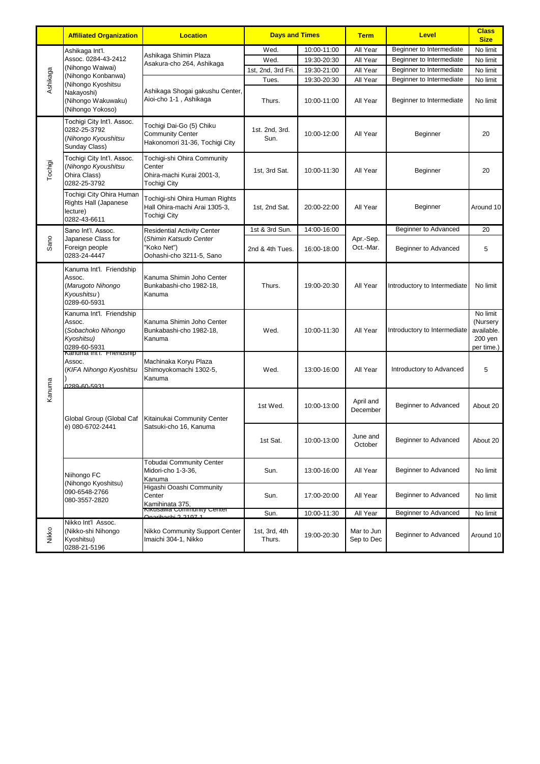| | Affiliated Organization | Location | Days and Times | | Term | Level | Class Size |
|---|---|---|---|---|---|---|---|
| Ashikaga | Ashikaga Int'l. Assoc. 0284-43-2412 (Nihongo Waiwai) (Nihongo Konbanwa) (Nihongo Kyoshitsu Nakayoshi) (Nihongo Wakuwaku) (Nihongo Yokoso) | Ashikaga Shimin Plaza Asakura-cho 264, Ashikaga | Wed. | 10:00-11:00 | All Year | Beginner to Intermediate | No limit |
| | | | Wed. | 19:30-20:30 | All Year | Beginner to Intermediate | No limit |
| | | | 1st, 2nd, 3rd Fri. | 19:30-21:00 | All Year | Beginner to Intermediate | No limit |
| | | Ashikaga Shogai gakushu Center, Aioi-cho 1-1 , Ashikaga | Tues. | 19:30-20:30 | All Year | Beginner to Intermediate | No limit |
| | | | Thurs. | 10:00-11:00 | All Year | Beginner to Intermediate | No limit |
| Tochigi | Tochigi City Int'l. Assoc. 0282-25-3792 (*Nihongo Kyoushitsu* Sunday Class) | Tochigi Dai-Go (5) Chiku Community Center Hakonomori 31-36, Tochigi City | 1st. 2nd, 3rd. Sun. | 10:00-12:00 | All Year | Beginner | 20 |
| | Tochigi City Int'l. Assoc. (*Nihongo Kyoushitsu* Ohira Class) 0282-25-3792 | Tochigi-shi Ohira Community Center Ohira-machi Kurai 2001-3, Tochigi City | 1st, 3rd Sat. | 10:00-11:30 | All Year | Beginner | 20 |
| | Tochigi City Ohira Human Rights Hall (Japanese lecture) 0282-43-6611 | Tochigi-shi Ohira Human Rights Hall Ohira-machi Arai 1305-3, Tochigi City | 1st, 2nd Sat. | 20:00-22:00 | All Year | Beginner | Around 10 |
| Sano | Sano Int'l. Assoc. Japanese Class for Foreign people 0283-24-4447 | Residential Activity Center (*Shimin Katsudo Center* "Koko Net") Oohashi-cho 3211-5, Sano | 1st & 3rd Sun. | 14:00-16:00 | Apr.-Sep. Oct.-Mar. | Beginner to Advanced | 20 |
| | | | 2nd & 4th Tues. | 16:00-18:00 | | Beginner to Advanced | 5 |
| Kanuma | Kanuma Int'l. Friendship Assoc. (*Marugoto Nihongo Kyoushitsu*) 0289-60-5931 | Kanuma Shimin Joho Center Bunkabashi-cho 1982-18, Kanuma | Thurs. | 19:00-20:30 | All Year | Introductory to Intermediate | No limit |
| | Kanuma Int'l. Friendship Assoc. (*Sobachoko Nihongo Kyoshitsu*) 0289-60-5931 | Kanuma Shimin Joho Center Bunkabashi-cho 1982-18, Kanuma | Wed. | 10:00-11:30 | All Year | Introductory to Intermediate | No limit (Nursery available. 200 yen per time.) |
| | Kanuma Int'l. Friendship Assoc. (*KIFA Nihongo Kyoshitsu*) 0289-60-5931 | Machinaka Koryu Plaza Shimoyokomachi 1302-5, Kanuma | Wed. | 13:00-16:00 | All Year | Introductory to Advanced | 5 |
| | Global Group (Global Café) 080-6702-2441 | Kitainukai Community Center Satsuki-cho 16, Kanuma | 1st Wed. | 10:00-13:00 | April and December | Beginner to Advanced | About 20 |
| | | | 1st Sat. | 10:00-13:00 | June and October | Beginner to Advanced | About 20 |
| | Niihongo FC (Nihongo Kyoshitsu) 090-6548-2766 080-3557-2820 | Tobudai Community Center Midori-cho 1-3-36, Kanuma | Sun. | 13:00-16:00 | All Year | Beginner to Advanced | No limit |
| | | Higashi Ooashi Community Center Kamihinata 375, | Sun. | 17:00-20:00 | All Year | Beginner to Advanced | No limit |
| | | Kikusawa Community Center Onaribashi 2-2107-1 | Sun. | 10:00-11:30 | All Year | Beginner to Advanced | No limit |
| Nikko | Nikko Int'l Assoc. (Nikko-shi Nihongo Kyoshitsu) 0288-21-5196 | Nikko Community Support Center Imaichi 304-1, Nikko | 1st, 3rd, 4th Thurs. | 19:00-20:30 | Mar to Jun Sep to Dec | Beginner to Advanced | Around 10 |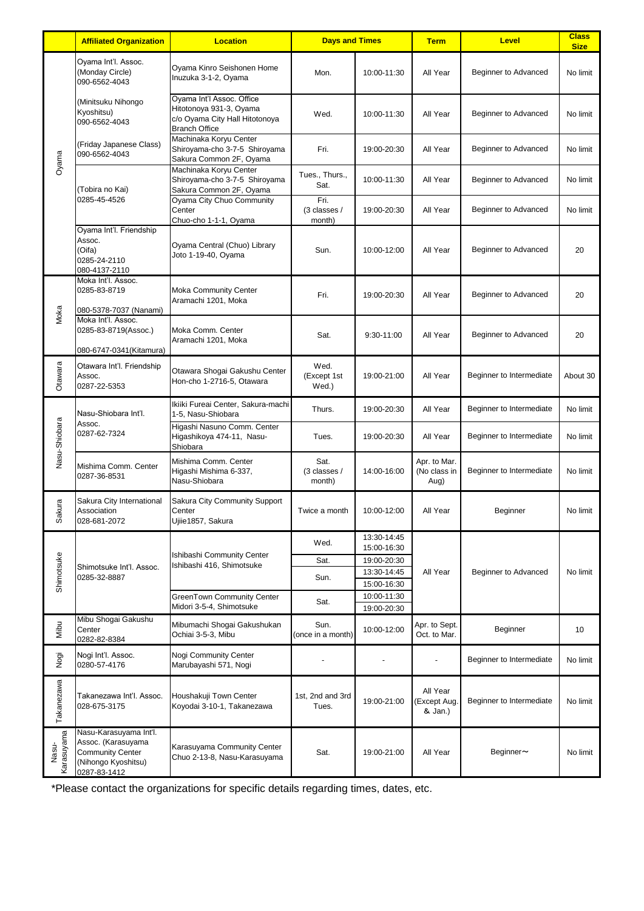| | Affiliated Organization | Location | Days and Times | | Term | Level | Class Size |
|---|---|---|---|---|---|---|---|
| Oyama | Oyama Int'l. Assoc. (Monday Circle) 090-6562-4043 | Oyama Kinro Seishonen Home Inuzuka 3-1-2, Oyama | Mon. | 10:00-11:30 | All Year | Beginner to Advanced | No limit |
| | (Minitsuku Nihongo Kyoshitsu) 090-6562-4043 | Oyama Int'l Assoc. Office Hitotonoya 931-3, Oyama c/o Oyama City Hall Hitotonoya Branch Office | Wed. | 10:00-11:30 | All Year | Beginner to Advanced | No limit |
| | (Friday Japanese Class) 090-6562-4043 | Machinaka Koryu Center Shiroyama-cho 3-7-5 Shiroyama Sakura Common 2F, Oyama | Fri. | 19:00-20:30 | All Year | Beginner to Advanced | No limit |
| | (Tobira no Kai) 0285-45-4526 | Machinaka Koryu Center Shiroyama-cho 3-7-5 Shiroyama Sakura Common 2F, Oyama | Tues., Thurs., Sat. | 10:00-11:30 | All Year | Beginner to Advanced | No limit |
| | | Oyama City Chuo Community Center Chuo-cho 1-1-1, Oyama | Fri. (3 classes / month) | 19:00-20:30 | All Year | Beginner to Advanced | No limit |
| | Oyama Int'l. Friendship Assoc. (Oifa) 0285-24-2110 080-4137-2110 | Oyama Central (Chuo) Library Joto 1-19-40, Oyama | Sun. | 10:00-12:00 | All Year | Beginner to Advanced | 20 |
| Moka | Moka Int'l. Assoc. 0285-83-8719 080-5378-7037 (Nanami) | Moka Community Center Aramachi 1201, Moka | Fri. | 19:00-20:30 | All Year | Beginner to Advanced | 20 |
| | Moka Int'l. Assoc. 0285-83-8719(Assoc.) 080-6747-0341(Kitamura) | Moka Comm. Center Aramachi 1201, Moka | Sat. | 9:30-11:00 | All Year | Beginner to Advanced | 20 |
| Otawara | Otawara Int'l. Friendship Assoc. 0287-22-5353 | Otawara Shogai Gakushu Center Hon-cho 1-2716-5, Otawara | Wed. (Except 1st Wed.) | 19:00-21:00 | All Year | Beginner to Intermediate | About 30 |
| Nasu-Shiobara | Nasu-Shiobara Int'l. Assoc. 0287-62-7324 | Ikiiki Fureai Center, Sakura-machi 1-5, Nasu-Shiobara | Thurs. | 19:00-20:30 | All Year | Beginner to Intermediate | No limit |
| | | Higashi Nasuno Comm. Center Higashikoya 474-11, Nasu-Shiobara | Tues. | 19:00-20:30 | All Year | Beginner to Intermediate | No limit |
| | Mishima Comm. Center 0287-36-8531 | Mishima Comm. Center Higashi Mishima 6-337, Nasu-Shiobara | Sat. (3 classes / month) | 14:00-16:00 | Apr. to Mar. (No class in Aug) | Beginner to Intermediate | No limit |
| Sakura | Sakura City International Association 028-681-2072 | Sakura City Community Support Center Ujiie1857, Sakura | Twice a month | 10:00-12:00 | All Year | Beginner | No limit |
| Shimotsuke | Shimotsuke Int'l. Assoc. 0285-32-8887 | Ishibashi Community Center Ishibashi 416, Shimotsuke | Wed. | 13:30-14:45 15:00-16:30 | All Year | Beginner to Advanced | No limit |
| | | | Sat. | 19:00-20:30 | | | |
| | | | Sun. | 13:30-14:45 15:00-16:30 | | | |
| | | GreenTown Community Center Midori 3-5-4, Shimotsuke | Sat. | 10:00-11:30 19:00-20:30 | | | |
| Mibu | Mibu Shogai Gakushu Center 0282-82-8384 | Mibumachi Shogai Gakushukan Ochiai 3-5-3, Mibu | Sun. (once in a month) | 10:00-12:00 | Apr. to Sept. Oct. to Mar. | Beginner | 10 |
| Nogi | Nogi Int'l. Assoc. 0280-57-4176 | Nogi Community Center Marubayashi 571, Nogi | - | - | - | Beginner to Intermediate | No limit |
| Takanezawa | Takanezawa Int'l. Assoc. 028-675-3175 | Houshakuji Town Center Koyodai 3-10-1, Takanezawa | 1st, 2nd and 3rd Tues. | 19:00-21:00 | All Year (Except Aug. & Jan.) | Beginner to Intermediate | No limit |
| Nasu-Karasuyama | Nasu-Karasuyama Int'l. Assoc. (Karasuyama Community Center (Nihongo Kyoshitsu) 0287-83-1412 | Karasuyama Community Center Chuo 2-13-8, Nasu-Karasuyama | Sat. | 19:00-21:00 | All Year | Beginner〜 | No limit |

*Please contact the organizations for specific details regarding times, dates, etc.